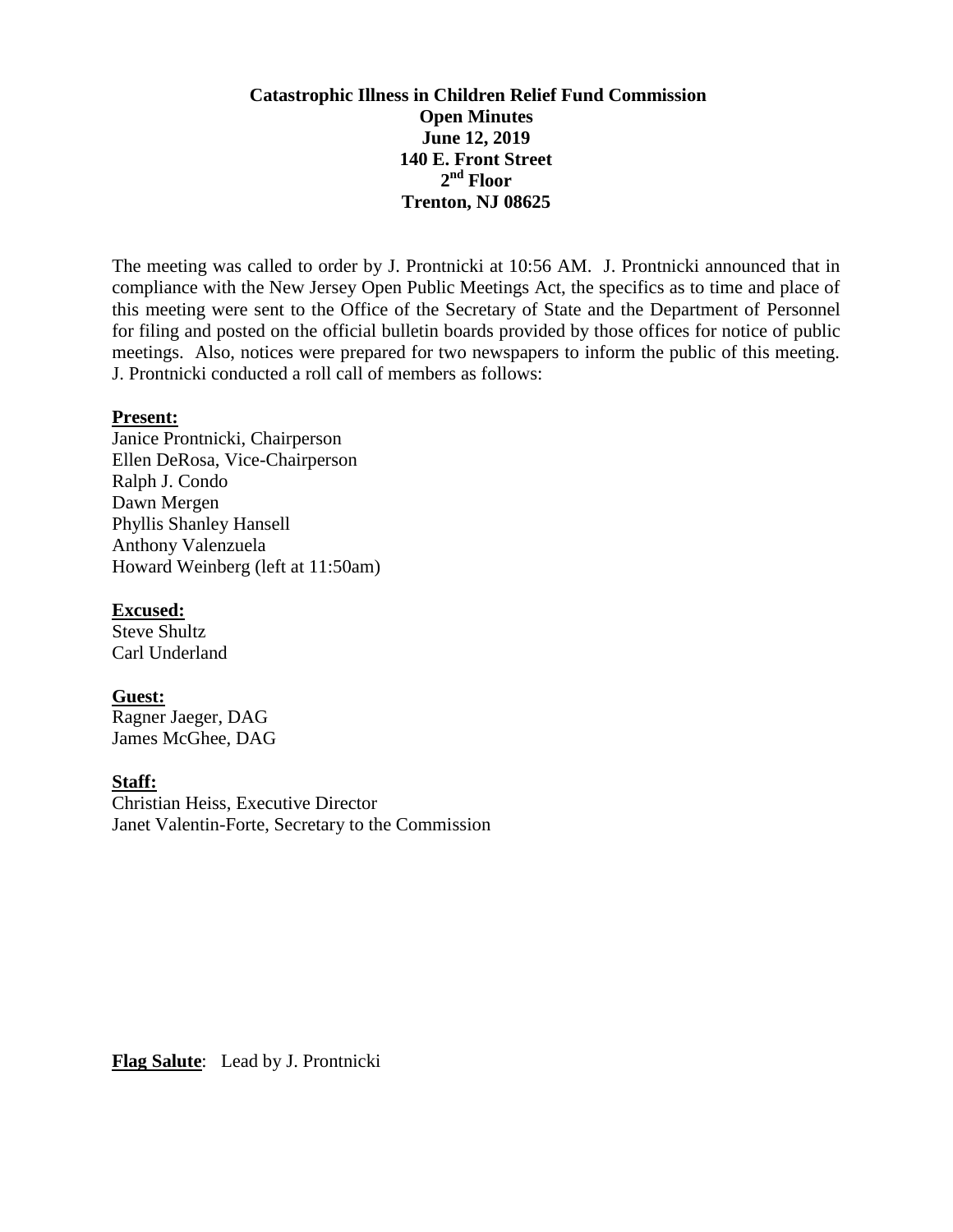**Catastrophic Illness in Children Relief Fund Commission**
**Open Minutes**
**June 12, 2019**
**140 E. Front Street**
**2nd Floor**
**Trenton, NJ 08625**

The meeting was called to order by J. Prontnicki at 10:56 AM. J. Prontnicki announced that in compliance with the New Jersey Open Public Meetings Act, the specifics as to time and place of this meeting were sent to the Office of the Secretary of State and the Department of Personnel for filing and posted on the official bulletin boards provided by those offices for notice of public meetings. Also, notices were prepared for two newspapers to inform the public of this meeting. J. Prontnicki conducted a roll call of members as follows:

**Present:**
Janice Prontnicki, Chairperson
Ellen DeRosa, Vice-Chairperson
Ralph J. Condo
Dawn Mergen
Phyllis Shanley Hansell
Anthony Valenzuela
Howard Weinberg (left at 11:50am)

**Excused:**
Steve Shultz
Carl Underland

**Guest:**
Ragner Jaeger, DAG
James McGhee, DAG

**Staff:**
Christian Heiss, Executive Director
Janet Valentin-Forte, Secretary to the Commission

**Flag Salute**: Lead by J. Prontnicki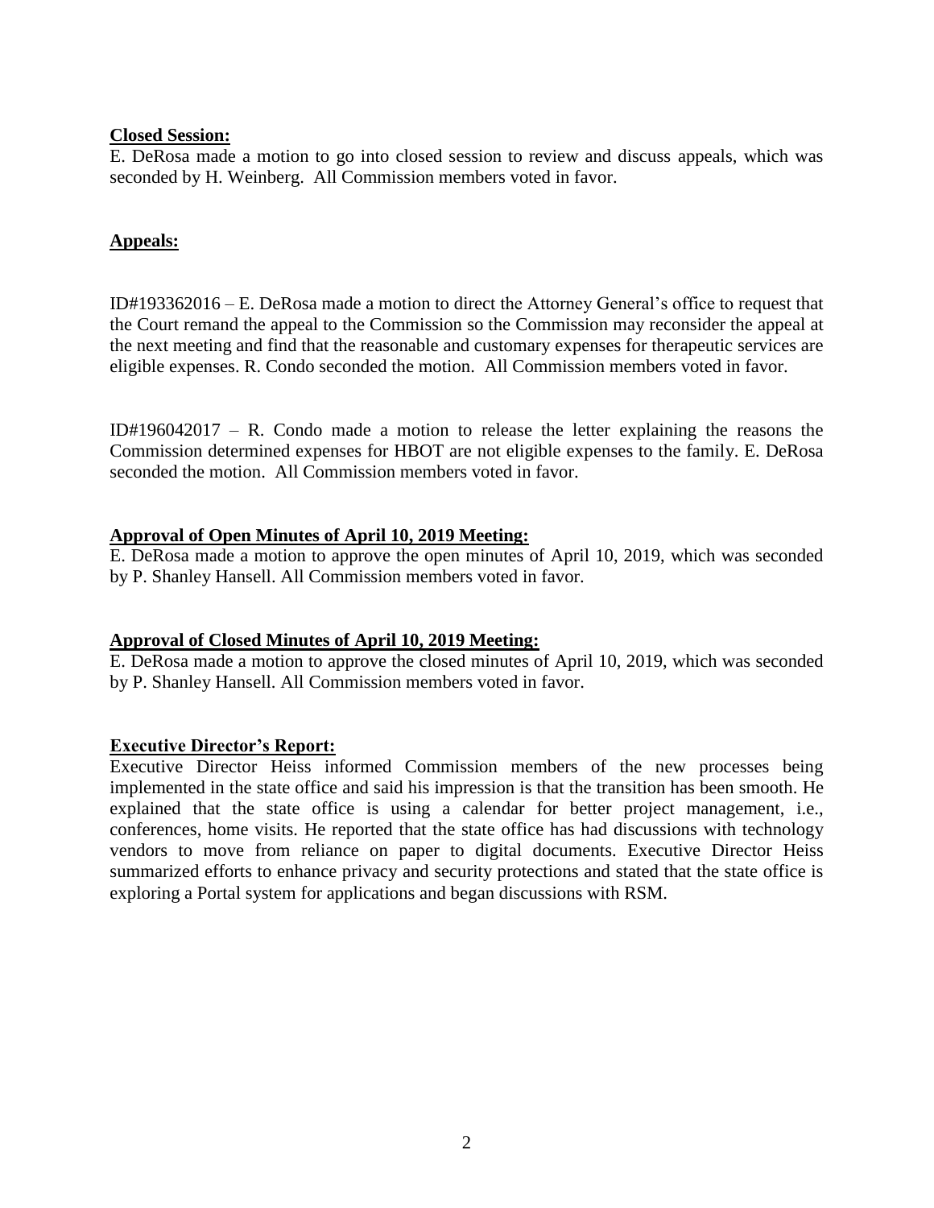**Closed Session:**

E. DeRosa made a motion to go into closed session to review and discuss appeals, which was seconded by H. Weinberg. All Commission members voted in favor.

**Appeals:**

ID#193362016 – E. DeRosa made a motion to direct the Attorney General's office to request that the Court remand the appeal to the Commission so the Commission may reconsider the appeal at the next meeting and find that the reasonable and customary expenses for therapeutic services are eligible expenses. R. Condo seconded the motion. All Commission members voted in favor.

ID#196042017 – R. Condo made a motion to release the letter explaining the reasons the Commission determined expenses for HBOT are not eligible expenses to the family. E. DeRosa seconded the motion. All Commission members voted in favor.

**Approval of Open Minutes of April 10, 2019 Meeting:**

E. DeRosa made a motion to approve the open minutes of April 10, 2019, which was seconded by P. Shanley Hansell. All Commission members voted in favor.

**Approval of Closed Minutes of April 10, 2019 Meeting:**

E. DeRosa made a motion to approve the closed minutes of April 10, 2019, which was seconded by P. Shanley Hansell. All Commission members voted in favor.

**Executive Director's Report:**

Executive Director Heiss informed Commission members of the new processes being implemented in the state office and said his impression is that the transition has been smooth. He explained that the state office is using a calendar for better project management, i.e., conferences, home visits. He reported that the state office has had discussions with technology vendors to move from reliance on paper to digital documents. Executive Director Heiss summarized efforts to enhance privacy and security protections and stated that the state office is exploring a Portal system for applications and began discussions with RSM.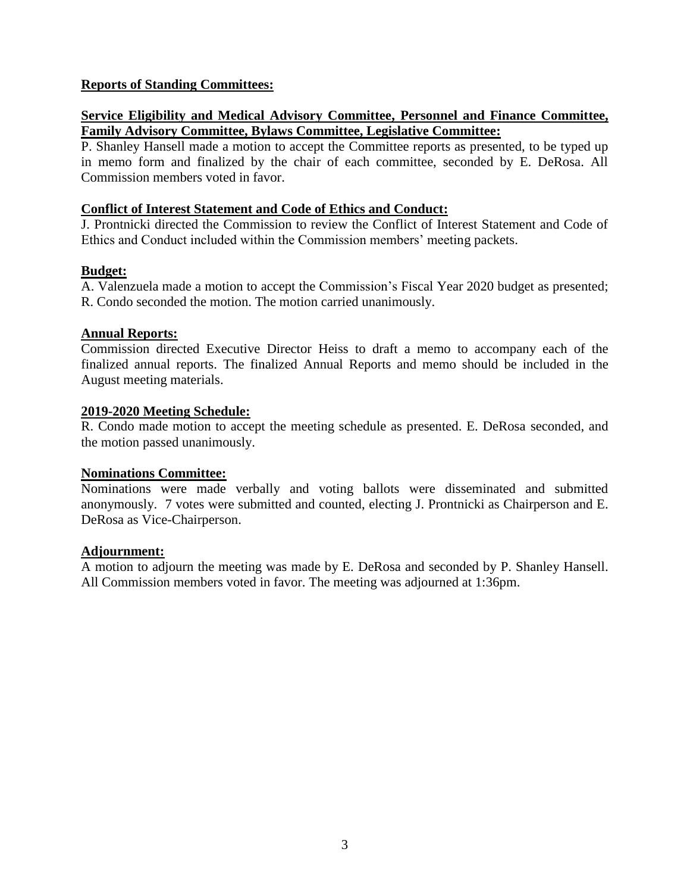**Reports of Standing Committees:**

**Service Eligibility and Medical Advisory Committee, Personnel and Finance Committee, Family Advisory Committee, Bylaws Committee, Legislative Committee:**

P. Shanley Hansell made a motion to accept the Committee reports as presented, to be typed up in memo form and finalized by the chair of each committee, seconded by E. DeRosa. All Commission members voted in favor.

**Conflict of Interest Statement and Code of Ethics and Conduct:**

J. Prontnicki directed the Commission to review the Conflict of Interest Statement and Code of Ethics and Conduct included within the Commission members' meeting packets.

**Budget:**

A. Valenzuela made a motion to accept the Commission's Fiscal Year 2020 budget as presented; R. Condo seconded the motion. The motion carried unanimously.

**Annual Reports:**

Commission directed Executive Director Heiss to draft a memo to accompany each of the finalized annual reports. The finalized Annual Reports and memo should be included in the August meeting materials.

**2019-2020 Meeting Schedule:**

R. Condo made motion to accept the meeting schedule as presented. E. DeRosa seconded, and the motion passed unanimously.

**Nominations Committee:**

Nominations were made verbally and voting ballots were disseminated and submitted anonymously. 7 votes were submitted and counted, electing J. Prontnicki as Chairperson and E. DeRosa as Vice-Chairperson.

**Adjournment:**

A motion to adjourn the meeting was made by E. DeRosa and seconded by P. Shanley Hansell. All Commission members voted in favor. The meeting was adjourned at 1:36pm.